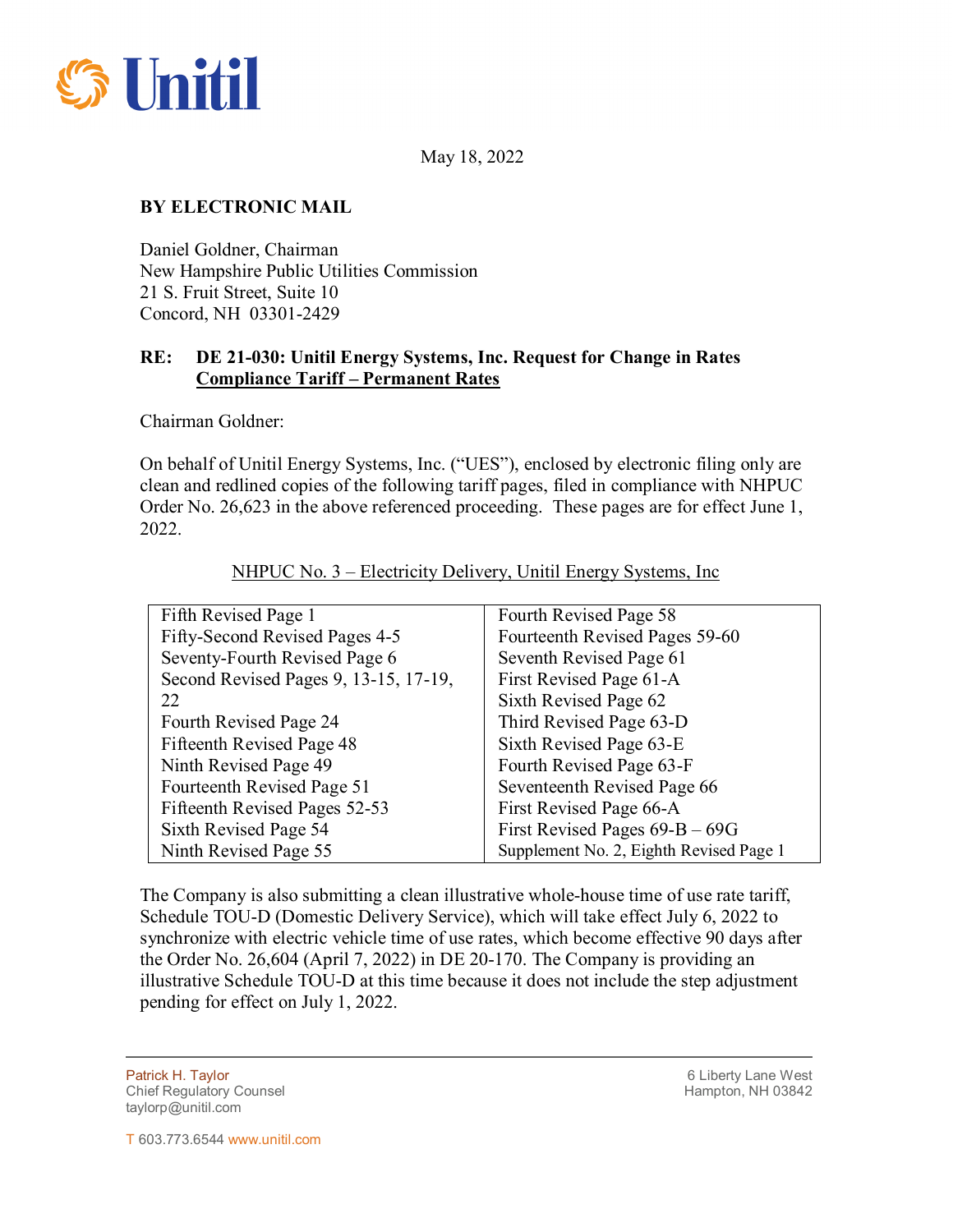Unitil

May 18, 2022

**BY ELECTRONIC MAIL**

Daniel Goldner, Chairman
New Hampshire Public Utilities Commission
21 S. Fruit Street, Suite 10
Concord, NH 03301-2429

**RE: DE 21-030: Unitil Energy Systems, Inc. Request for Change in Rates**
**<u>Compliance Tariff – Permanent Rates</u>**

Chairman Goldner:

On behalf of Unitil Energy Systems, Inc. ("UES"), enclosed by electronic filing only are clean and redlined copies of the following tariff pages, filed in compliance with NHPUC Order No. 26,623 in the above referenced proceeding. These pages are for effect June 1, 2022.

<u>NHPUC No. 3 – Electricity Delivery, Unitil Energy Systems, Inc</u>

| | |
|---|---|
| Fifth Revised Page 1 | Fourth Revised Page 58 |
| Fifty-Second Revised Pages 4-5 | Fourteenth Revised Pages 59-60 |
| Seventy-Fourth Revised Page 6 | Seventh Revised Page 61 |
| Second Revised Pages 9, 13-15, 17-19, 22 | First Revised Page 61-A |
| | Sixth Revised Page 62 |
| Fourth Revised Page 24 | Third Revised Page 63-D |
| Fifteenth Revised Page 48 | Sixth Revised Page 63-E |
| Ninth Revised Page 49 | Fourth Revised Page 63-F |
| Fourteenth Revised Page 51 | Seventeenth Revised Page 66 |
| Fifteenth Revised Pages 52-53 | First Revised Page 66-A |
| Sixth Revised Page 54 | First Revised Pages 69-B – 69G |
| Ninth Revised Page 55 | Supplement No. 2, Eighth Revised Page 1 |

The Company is also submitting a clean illustrative whole-house time of use rate tariff, Schedule TOU-D (Domestic Delivery Service), which will take effect July 6, 2022 to synchronize with electric vehicle time of use rates, which become effective 90 days after the Order No. 26,604 (April 7, 2022) in DE 20-170. The Company is providing an illustrative Schedule TOU-D at this time because it does not include the step adjustment pending for effect on July 1, 2022.

Patrick H. Taylor
Chief Regulatory Counsel
taylorp@unitil.com

T 603.773.6544 www.unitil.com

6 Liberty Lane West
Hampton, NH 03842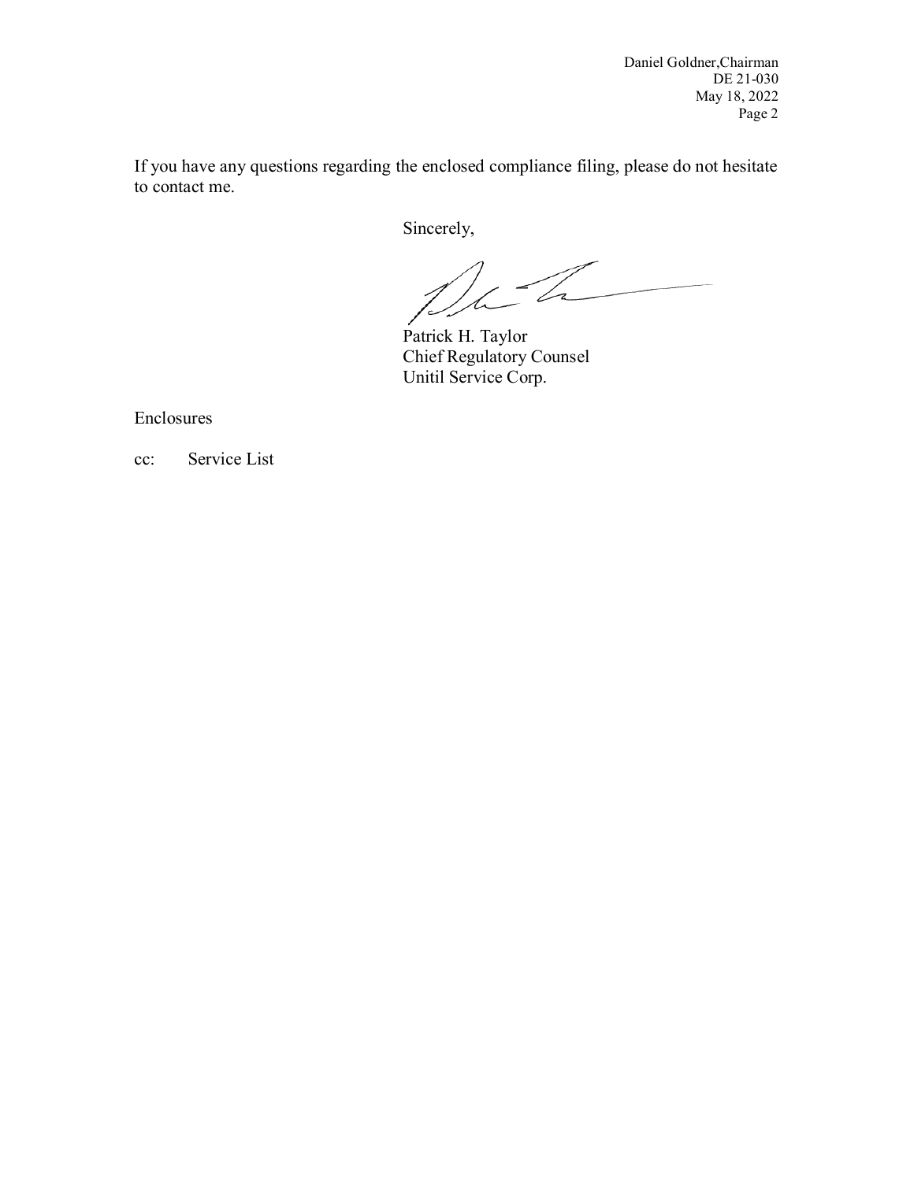If you have any questions regarding the enclosed compliance filing, please do not hesitate to contact me.

Sincerely,

Patrick H. Taylor
Chief Regulatory Counsel
Unitil Service Corp.

Enclosures

cc: Service List